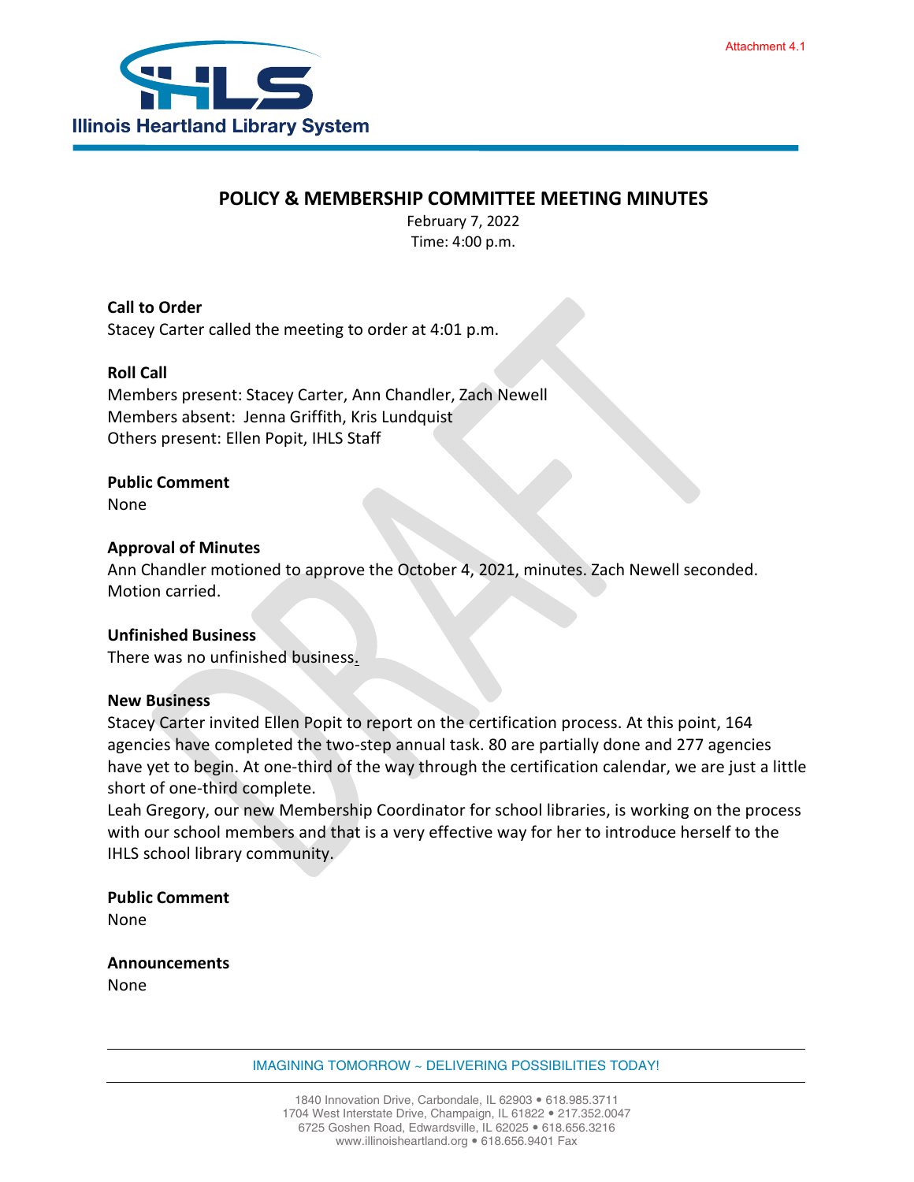Attachment 4.1

Illinois Heartland Library System

# POLICY & MEMBERSHIP COMMITTEE MEETING MINUTES

February 7, 2022
Time: 4:00 p.m.

**Call to Order**
Stacey Carter called the meeting to order at 4:01 p.m.

**Roll Call**
Members present: Stacey Carter, Ann Chandler, Zach Newell
Members absent: Jenna Griffith, Kris Lundquist
Others present: Ellen Popit, IHLS Staff

**Public Comment**
None

**Approval of Minutes**
Ann Chandler motioned to approve the October 4, 2021, minutes. Zach Newell seconded. Motion carried.

**Unfinished Business**
There was no unfinished business.

**New Business**
Stacey Carter invited Ellen Popit to report on the certification process. At this point, 164 agencies have completed the two-step annual task. 80 are partially done and 277 agencies have yet to begin. At one-third of the way through the certification calendar, we are just a little short of one-third complete.
Leah Gregory, our new Membership Coordinator for school libraries, is working on the process with our school members and that is a very effective way for her to introduce herself to the IHLS school library community.

**Public Comment**
None

**Announcements**
None

IMAGINING TOMORROW ~ DELIVERING POSSIBILITIES TODAY!

1840 Innovation Drive, Carbondale, IL 62903 • 618.985.3711
1704 West Interstate Drive, Champaign, IL 61822 • 217.352.0047
6725 Goshen Road, Edwardsville, IL 62025 • 618.656.3216
www.illinoisheartland.org • 618.656.9401 Fax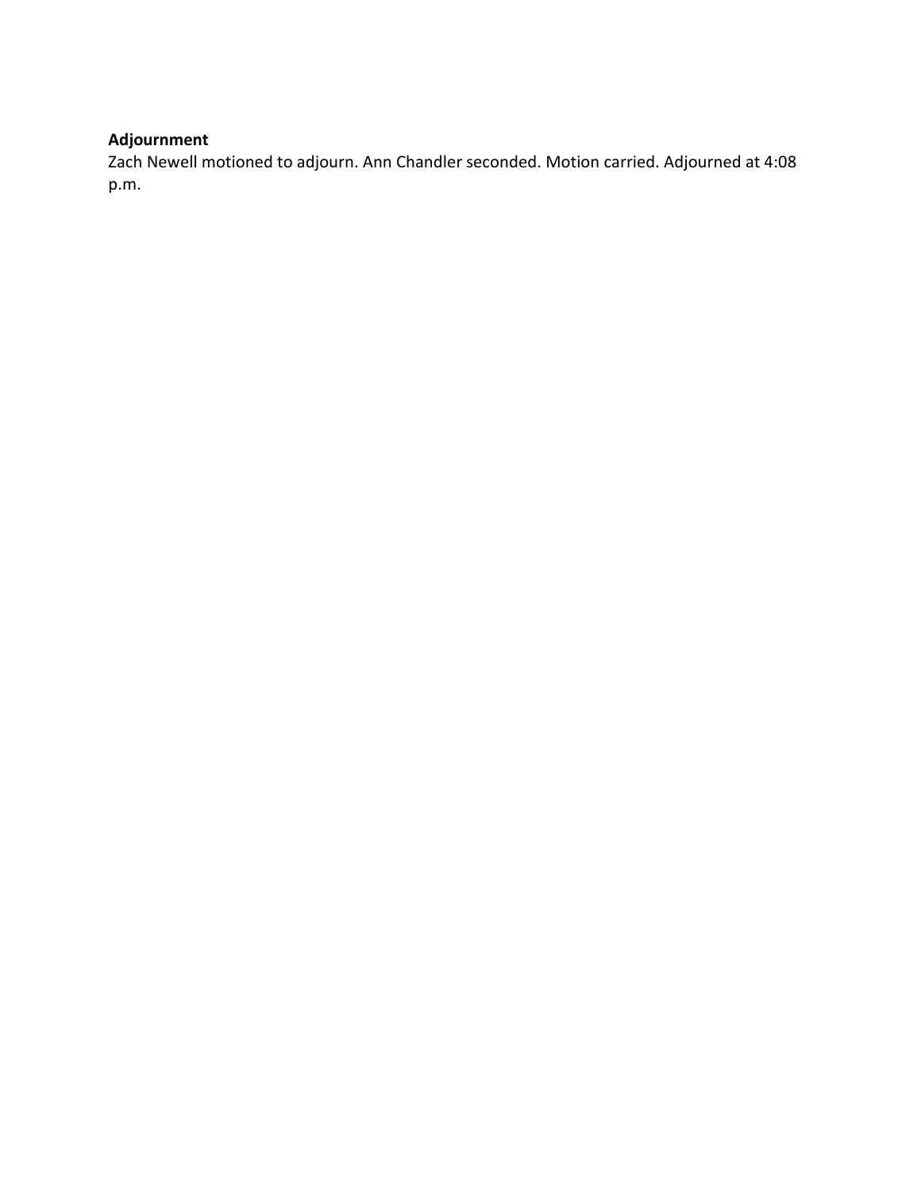**Adjournment**

Zach Newell motioned to adjourn. Ann Chandler seconded. Motion carried. Adjourned at 4:08 p.m.